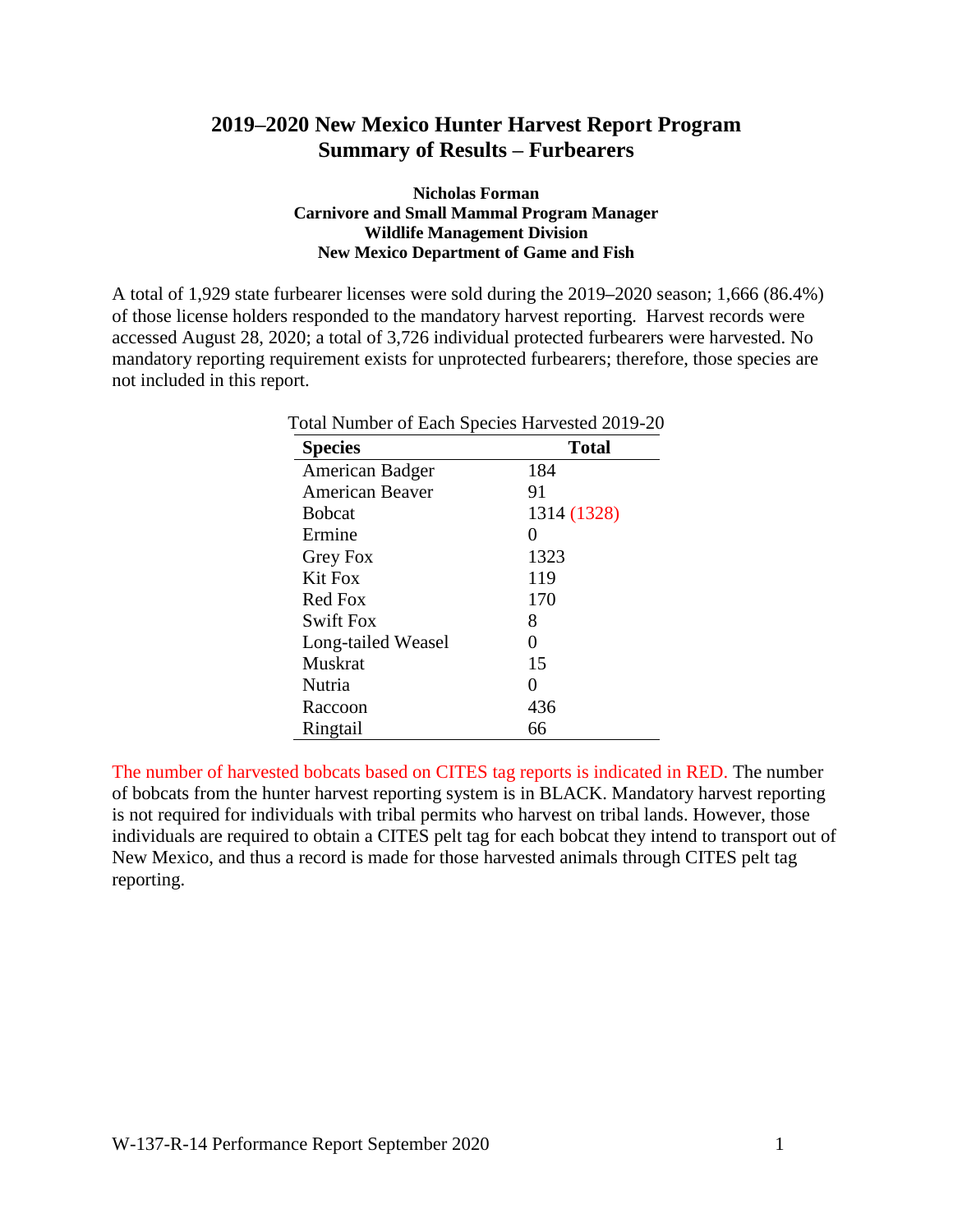# 2019–2020 New Mexico Hunter Harvest Report Program Summary of Results – Furbearers

**Nicholas Forman**
**Carnivore and Small Mammal Program Manager**
**Wildlife Management Division**
**New Mexico Department of Game and Fish**

A total of 1,929 state furbearer licenses were sold during the 2019–2020 season; 1,666 (86.4%) of those license holders responded to the mandatory harvest reporting. Harvest records were accessed August 28, 2020; a total of 3,726 individual protected furbearers were harvested. No mandatory reporting requirement exists for unprotected furbearers; therefore, those species are not included in this report.

Total Number of Each Species Harvested 2019-20

| Species | Total |
|---|---|
| American Badger | 184 |
| American Beaver | 91 |
| Bobcat | 1314 (1328) |
| Ermine | 0 |
| Grey Fox | 1323 |
| Kit Fox | 119 |
| Red Fox | 170 |
| Swift Fox | 8 |
| Long-tailed Weasel | 0 |
| Muskrat | 15 |
| Nutria | 0 |
| Raccoon | 436 |
| Ringtail | 66 |

The number of harvested bobcats based on CITES tag reports is indicated in RED. The number of bobcats from the hunter harvest reporting system is in BLACK. Mandatory harvest reporting is not required for individuals with tribal permits who harvest on tribal lands. However, those individuals are required to obtain a CITES pelt tag for each bobcat they intend to transport out of New Mexico, and thus a record is made for those harvested animals through CITES pelt tag reporting.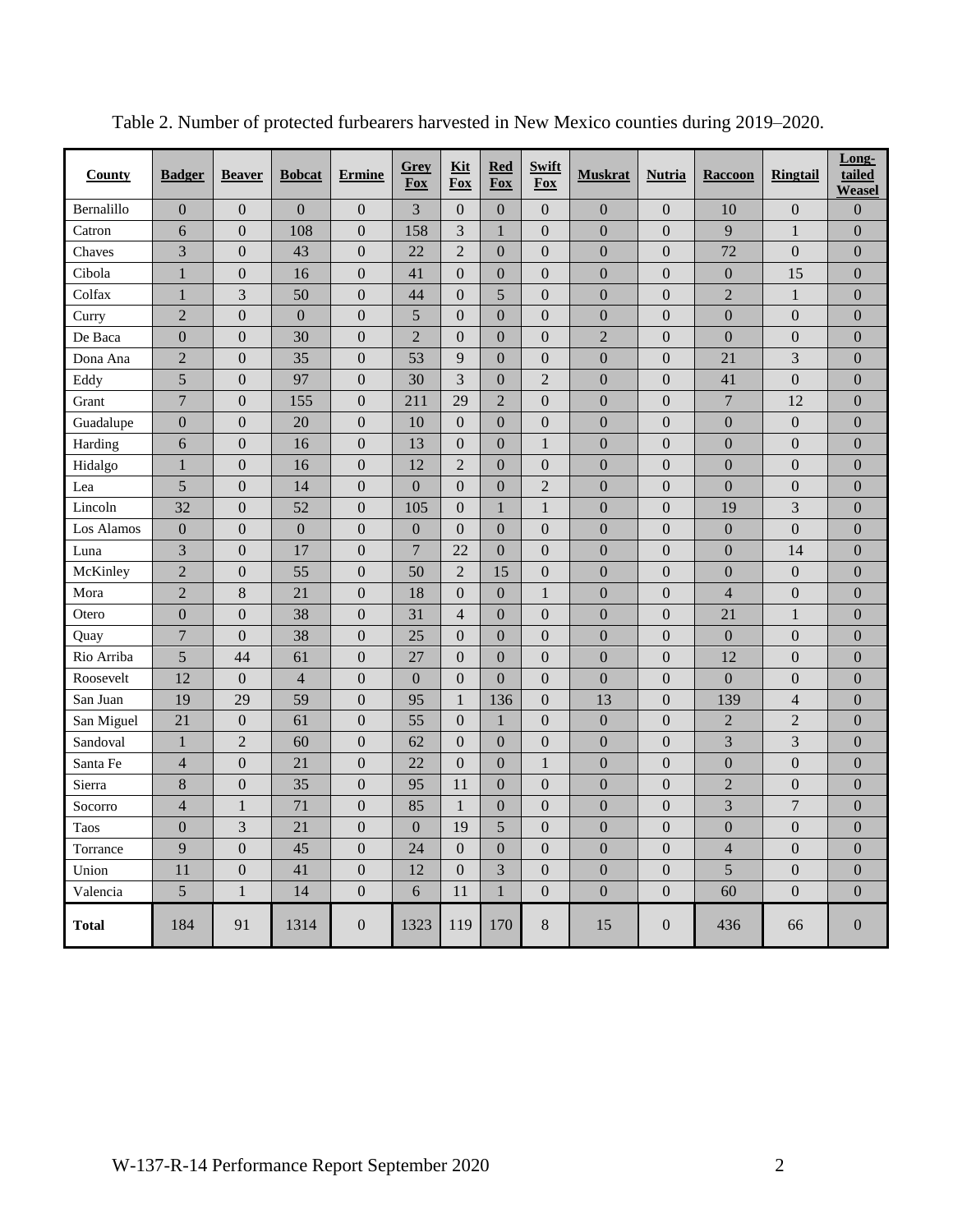Table 2. Number of protected furbearers harvested in New Mexico counties during 2019–2020.

| County | Badger | Beaver | Bobcat | Ermine | Grey Fox | Kit Fox | Red Fox | Swift Fox | Muskrat | Nutria | Raccoon | Ringtail | Long-tailed Weasel |
|---|---|---|---|---|---|---|---|---|---|---|---|---|---|
| Bernalillo | 0 | 0 | 0 | 0 | 3 | 0 | 0 | 0 | 0 | 0 | 10 | 0 | 0 |
| Catron | 6 | 0 | 108 | 0 | 158 | 3 | 1 | 0 | 0 | 0 | 9 | 1 | 0 |
| Chaves | 3 | 0 | 43 | 0 | 22 | 2 | 0 | 0 | 0 | 0 | 72 | 0 | 0 |
| Cibola | 1 | 0 | 16 | 0 | 41 | 0 | 0 | 0 | 0 | 0 | 0 | 15 | 0 |
| Colfax | 1 | 3 | 50 | 0 | 44 | 0 | 5 | 0 | 0 | 0 | 2 | 1 | 0 |
| Curry | 2 | 0 | 0 | 0 | 5 | 0 | 0 | 0 | 0 | 0 | 0 | 0 | 0 |
| De Baca | 0 | 0 | 30 | 0 | 2 | 0 | 0 | 0 | 2 | 0 | 0 | 0 | 0 |
| Dona Ana | 2 | 0 | 35 | 0 | 53 | 9 | 0 | 0 | 0 | 0 | 21 | 3 | 0 |
| Eddy | 5 | 0 | 97 | 0 | 30 | 3 | 0 | 2 | 0 | 0 | 41 | 0 | 0 |
| Grant | 7 | 0 | 155 | 0 | 211 | 29 | 2 | 0 | 0 | 0 | 7 | 12 | 0 |
| Guadalupe | 0 | 0 | 20 | 0 | 10 | 0 | 0 | 0 | 0 | 0 | 0 | 0 | 0 |
| Harding | 6 | 0 | 16 | 0 | 13 | 0 | 0 | 1 | 0 | 0 | 0 | 0 | 0 |
| Hidalgo | 1 | 0 | 16 | 0 | 12 | 2 | 0 | 0 | 0 | 0 | 0 | 0 | 0 |
| Lea | 5 | 0 | 14 | 0 | 0 | 0 | 0 | 2 | 0 | 0 | 0 | 0 | 0 |
| Lincoln | 32 | 0 | 52 | 0 | 105 | 0 | 1 | 1 | 0 | 0 | 19 | 3 | 0 |
| Los Alamos | 0 | 0 | 0 | 0 | 0 | 0 | 0 | 0 | 0 | 0 | 0 | 0 | 0 |
| Luna | 3 | 0 | 17 | 0 | 7 | 22 | 0 | 0 | 0 | 0 | 0 | 14 | 0 |
| McKinley | 2 | 0 | 55 | 0 | 50 | 2 | 15 | 0 | 0 | 0 | 0 | 0 | 0 |
| Mora | 2 | 8 | 21 | 0 | 18 | 0 | 0 | 1 | 0 | 0 | 4 | 0 | 0 |
| Otero | 0 | 0 | 38 | 0 | 31 | 4 | 0 | 0 | 0 | 0 | 21 | 1 | 0 |
| Quay | 7 | 0 | 38 | 0 | 25 | 0 | 0 | 0 | 0 | 0 | 0 | 0 | 0 |
| Rio Arriba | 5 | 44 | 61 | 0 | 27 | 0 | 0 | 0 | 0 | 0 | 12 | 0 | 0 |
| Roosevelt | 12 | 0 | 4 | 0 | 0 | 0 | 0 | 0 | 0 | 0 | 0 | 0 | 0 |
| San Juan | 19 | 29 | 59 | 0 | 95 | 1 | 136 | 0 | 13 | 0 | 139 | 4 | 0 |
| San Miguel | 21 | 0 | 61 | 0 | 55 | 0 | 1 | 0 | 0 | 0 | 2 | 2 | 0 |
| Sandoval | 1 | 2 | 60 | 0 | 62 | 0 | 0 | 0 | 0 | 0 | 3 | 3 | 0 |
| Santa Fe | 4 | 0 | 21 | 0 | 22 | 0 | 0 | 1 | 0 | 0 | 0 | 0 | 0 |
| Sierra | 8 | 0 | 35 | 0 | 95 | 11 | 0 | 0 | 0 | 0 | 2 | 0 | 0 |
| Socorro | 4 | 1 | 71 | 0 | 85 | 1 | 0 | 0 | 0 | 0 | 3 | 7 | 0 |
| Taos | 0 | 3 | 21 | 0 | 0 | 19 | 5 | 0 | 0 | 0 | 0 | 0 | 0 |
| Torrance | 9 | 0 | 45 | 0 | 24 | 0 | 0 | 0 | 0 | 0 | 4 | 0 | 0 |
| Union | 11 | 0 | 41 | 0 | 12 | 0 | 3 | 0 | 0 | 0 | 5 | 0 | 0 |
| Valencia | 5 | 1 | 14 | 0 | 6 | 11 | 1 | 0 | 0 | 0 | 60 | 0 | 0 |
| **Total** | 184 | 91 | 1314 | 0 | 1323 | 119 | 170 | 8 | 15 | 0 | 436 | 66 | 0 |

W-137-R-14 Performance Report September 2020